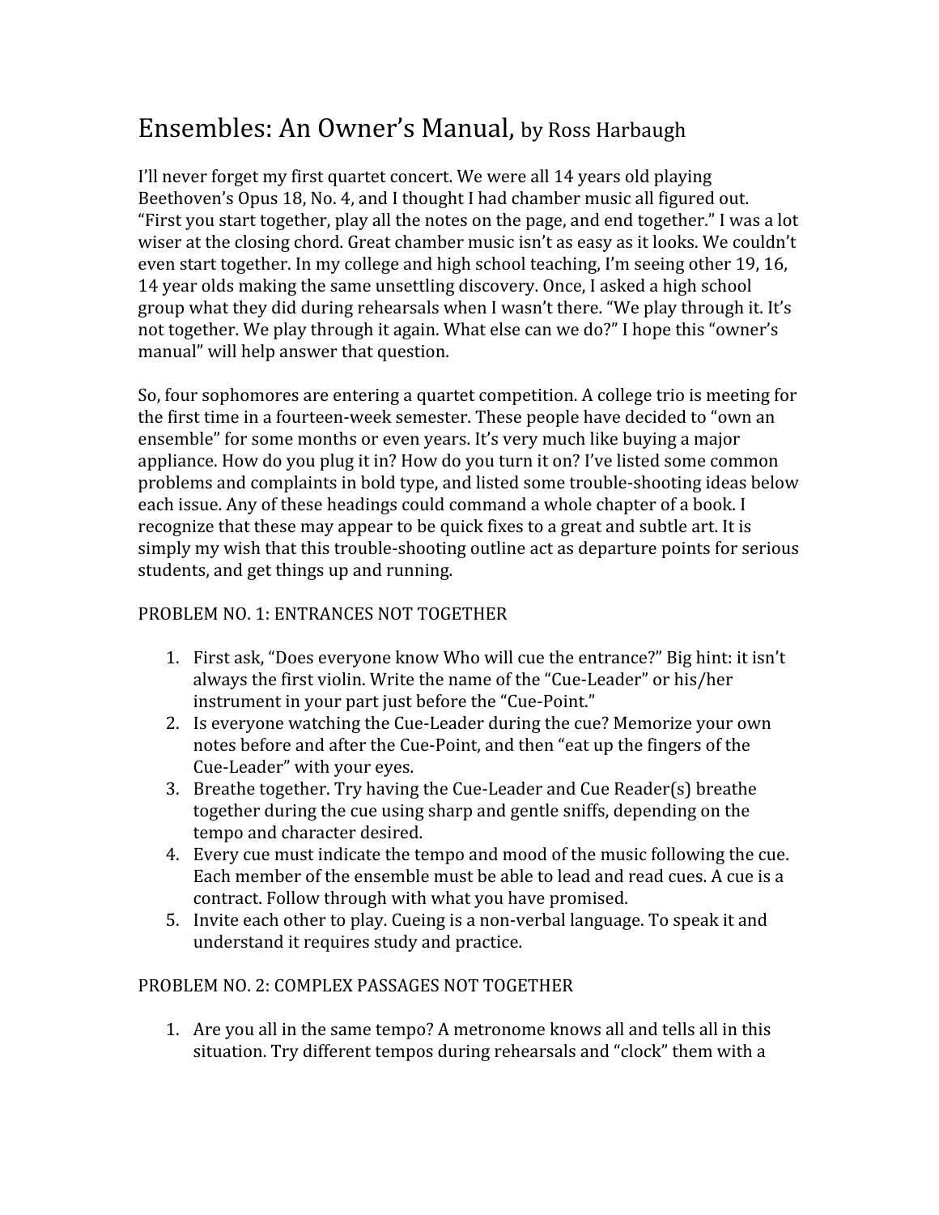# Ensembles: An Owner's Manual, by Ross Harbaugh

I'll never forget my first quartet concert. We were all 14 years old playing Beethoven's Opus 18, No. 4, and I thought I had chamber music all figured out. "First you start together, play all the notes on the page, and end together." I was a lot wiser at the closing chord. Great chamber music isn't as easy as it looks. We couldn't even start together. In my college and high school teaching, I'm seeing other 19, 16, 14 year olds making the same unsettling discovery. Once, I asked a high school group what they did during rehearsals when I wasn't there. "We play through it. It's not together. We play through it again. What else can we do?" I hope this "owner's manual" will help answer that question.

So, four sophomores are entering a quartet competition. A college trio is meeting for the first time in a fourteen-week semester. These people have decided to "own an ensemble" for some months or even years. It's very much like buying a major appliance. How do you plug it in? How do you turn it on? I've listed some common problems and complaints in bold type, and listed some trouble-shooting ideas below each issue. Any of these headings could command a whole chapter of a book. I recognize that these may appear to be quick fixes to a great and subtle art. It is simply my wish that this trouble-shooting outline act as departure points for serious students, and get things up and running.

## PROBLEM NO. 1: ENTRANCES NOT TOGETHER

1. First ask, "Does everyone know Who will cue the entrance?" Big hint: it isn't always the first violin. Write the name of the "Cue-Leader" or his/her instrument in your part just before the "Cue-Point."
2. Is everyone watching the Cue-Leader during the cue? Memorize your own notes before and after the Cue-Point, and then "eat up the fingers of the Cue-Leader" with your eyes.
3. Breathe together. Try having the Cue-Leader and Cue Reader(s) breathe together during the cue using sharp and gentle sniffs, depending on the tempo and character desired.
4. Every cue must indicate the tempo and mood of the music following the cue. Each member of the ensemble must be able to lead and read cues. A cue is a contract. Follow through with what you have promised.
5. Invite each other to play. Cueing is a non-verbal language. To speak it and understand it requires study and practice.

## PROBLEM NO. 2: COMPLEX PASSAGES NOT TOGETHER

1. Are you all in the same tempo? A metronome knows all and tells all in this situation. Try different tempos during rehearsals and "clock" them with a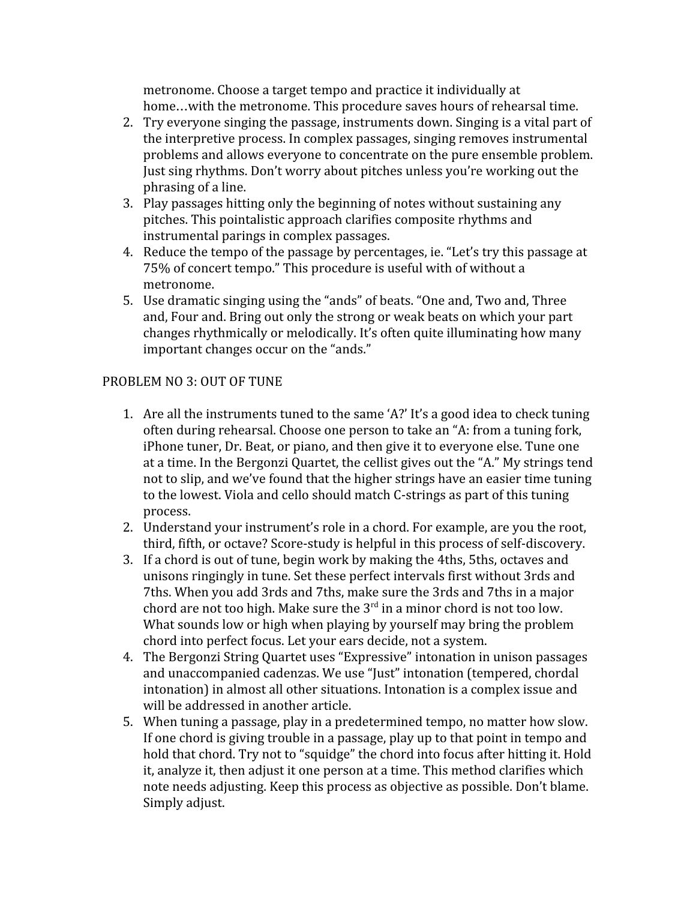metronome. Choose a target tempo and practice it individually at home…with the metronome. This procedure saves hours of rehearsal time.

2. Try everyone singing the passage, instruments down. Singing is a vital part of the interpretive process. In complex passages, singing removes instrumental problems and allows everyone to concentrate on the pure ensemble problem. Just sing rhythms. Don't worry about pitches unless you're working out the phrasing of a line.
3. Play passages hitting only the beginning of notes without sustaining any pitches. This pointalistic approach clarifies composite rhythms and instrumental parings in complex passages.
4. Reduce the tempo of the passage by percentages, ie. "Let's try this passage at 75% of concert tempo." This procedure is useful with of without a metronome.
5. Use dramatic singing using the "ands" of beats. "One and, Two and, Three and, Four and. Bring out only the strong or weak beats on which your part changes rhythmically or melodically. It's often quite illuminating how many important changes occur on the "ands."

PROBLEM NO 3: OUT OF TUNE

1. Are all the instruments tuned to the same 'A?' It's a good idea to check tuning often during rehearsal. Choose one person to take an "A: from a tuning fork, iPhone tuner, Dr. Beat, or piano, and then give it to everyone else. Tune one at a time. In the Bergonzi Quartet, the cellist gives out the "A." My strings tend not to slip, and we've found that the higher strings have an easier time tuning to the lowest. Viola and cello should match C-strings as part of this tuning process.
2. Understand your instrument's role in a chord. For example, are you the root, third, fifth, or octave? Score-study is helpful in this process of self-discovery.
3. If a chord is out of tune, begin work by making the 4ths, 5ths, octaves and unisons ringingly in tune. Set these perfect intervals first without 3rds and 7ths. When you add 3rds and 7ths, make sure the 3rds and 7ths in a major chord are not too high. Make sure the 3rd in a minor chord is not too low. What sounds low or high when playing by yourself may bring the problem chord into perfect focus. Let your ears decide, not a system.
4. The Bergonzi String Quartet uses "Expressive" intonation in unison passages and unaccompanied cadenzas. We use "Just" intonation (tempered, chordal intonation) in almost all other situations. Intonation is a complex issue and will be addressed in another article.
5. When tuning a passage, play in a predetermined tempo, no matter how slow. If one chord is giving trouble in a passage, play up to that point in tempo and hold that chord. Try not to "squidge" the chord into focus after hitting it. Hold it, analyze it, then adjust it one person at a time. This method clarifies which note needs adjusting. Keep this process as objective as possible. Don't blame. Simply adjust.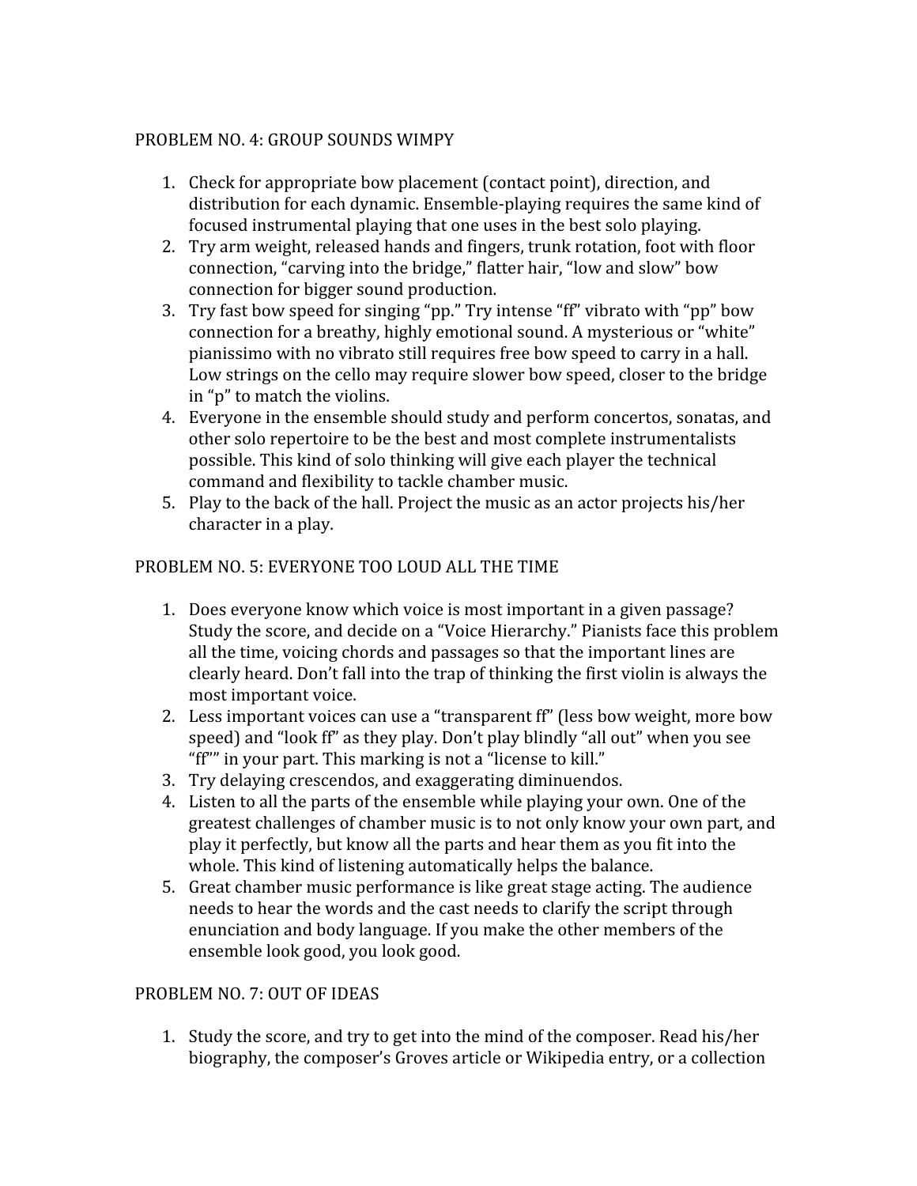## PROBLEM NO. 4: GROUP SOUNDS WIMPY

1. Check for appropriate bow placement (contact point), direction, and distribution for each dynamic. Ensemble-playing requires the same kind of focused instrumental playing that one uses in the best solo playing.
2. Try arm weight, released hands and fingers, trunk rotation, foot with floor connection, "carving into the bridge," flatter hair, "low and slow" bow connection for bigger sound production.
3. Try fast bow speed for singing "pp." Try intense "ff" vibrato with "pp" bow connection for a breathy, highly emotional sound. A mysterious or "white" pianissimo with no vibrato still requires free bow speed to carry in a hall. Low strings on the cello may require slower bow speed, closer to the bridge in "p" to match the violins.
4. Everyone in the ensemble should study and perform concertos, sonatas, and other solo repertoire to be the best and most complete instrumentalists possible. This kind of solo thinking will give each player the technical command and flexibility to tackle chamber music.
5. Play to the back of the hall. Project the music as an actor projects his/her character in a play.

## PROBLEM NO. 5: EVERYONE TOO LOUD ALL THE TIME

1. Does everyone know which voice is most important in a given passage? Study the score, and decide on a "Voice Hierarchy." Pianists face this problem all the time, voicing chords and passages so that the important lines are clearly heard. Don't fall into the trap of thinking the first violin is always the most important voice.
2. Less important voices can use a "transparent ff" (less bow weight, more bow speed) and "look ff" as they play. Don't play blindly "all out" when you see "ff"" in your part. This marking is not a "license to kill."
3. Try delaying crescendos, and exaggerating diminuendos.
4. Listen to all the parts of the ensemble while playing your own. One of the greatest challenges of chamber music is to not only know your own part, and play it perfectly, but know all the parts and hear them as you fit into the whole. This kind of listening automatically helps the balance.
5. Great chamber music performance is like great stage acting. The audience needs to hear the words and the cast needs to clarify the script through enunciation and body language. If you make the other members of the ensemble look good, you look good.

## PROBLEM NO. 7: OUT OF IDEAS

1. Study the score, and try to get into the mind of the composer. Read his/her biography, the composer's Groves article or Wikipedia entry, or a collection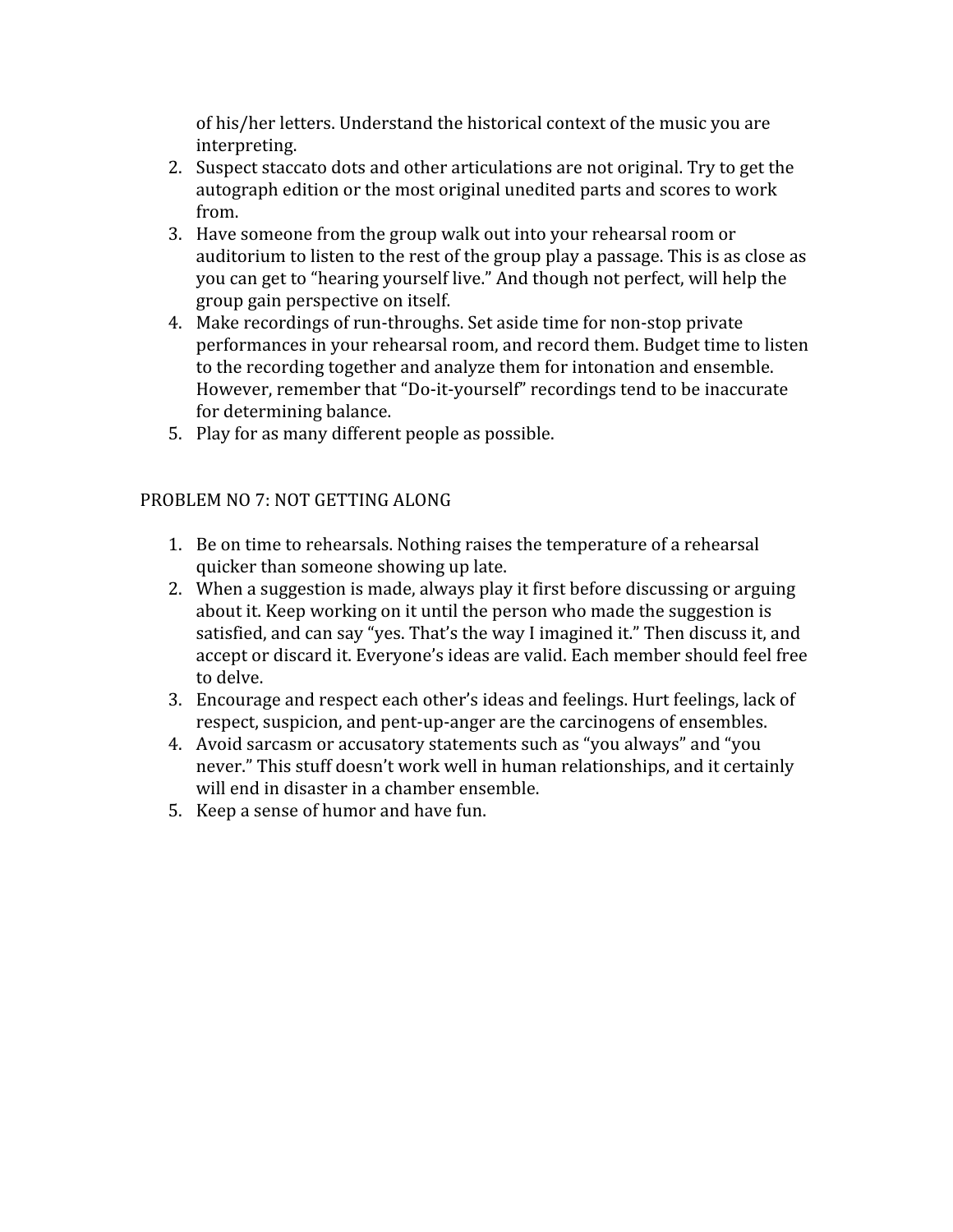of his/her letters. Understand the historical context of the music you are interpreting.

2. Suspect staccato dots and other articulations are not original. Try to get the autograph edition or the most original unedited parts and scores to work from.
3. Have someone from the group walk out into your rehearsal room or auditorium to listen to the rest of the group play a passage. This is as close as you can get to "hearing yourself live." And though not perfect, will help the group gain perspective on itself.
4. Make recordings of run-throughs. Set aside time for non-stop private performances in your rehearsal room, and record them. Budget time to listen to the recording together and analyze them for intonation and ensemble. However, remember that "Do-it-yourself" recordings tend to be inaccurate for determining balance.
5. Play for as many different people as possible.

PROBLEM NO 7: NOT GETTING ALONG

1. Be on time to rehearsals. Nothing raises the temperature of a rehearsal quicker than someone showing up late.
2. When a suggestion is made, always play it first before discussing or arguing about it. Keep working on it until the person who made the suggestion is satisfied, and can say "yes. That's the way I imagined it." Then discuss it, and accept or discard it. Everyone's ideas are valid. Each member should feel free to delve.
3. Encourage and respect each other's ideas and feelings. Hurt feelings, lack of respect, suspicion, and pent-up-anger are the carcinogens of ensembles.
4. Avoid sarcasm or accusatory statements such as "you always" and "you never." This stuff doesn't work well in human relationships, and it certainly will end in disaster in a chamber ensemble.
5. Keep a sense of humor and have fun.